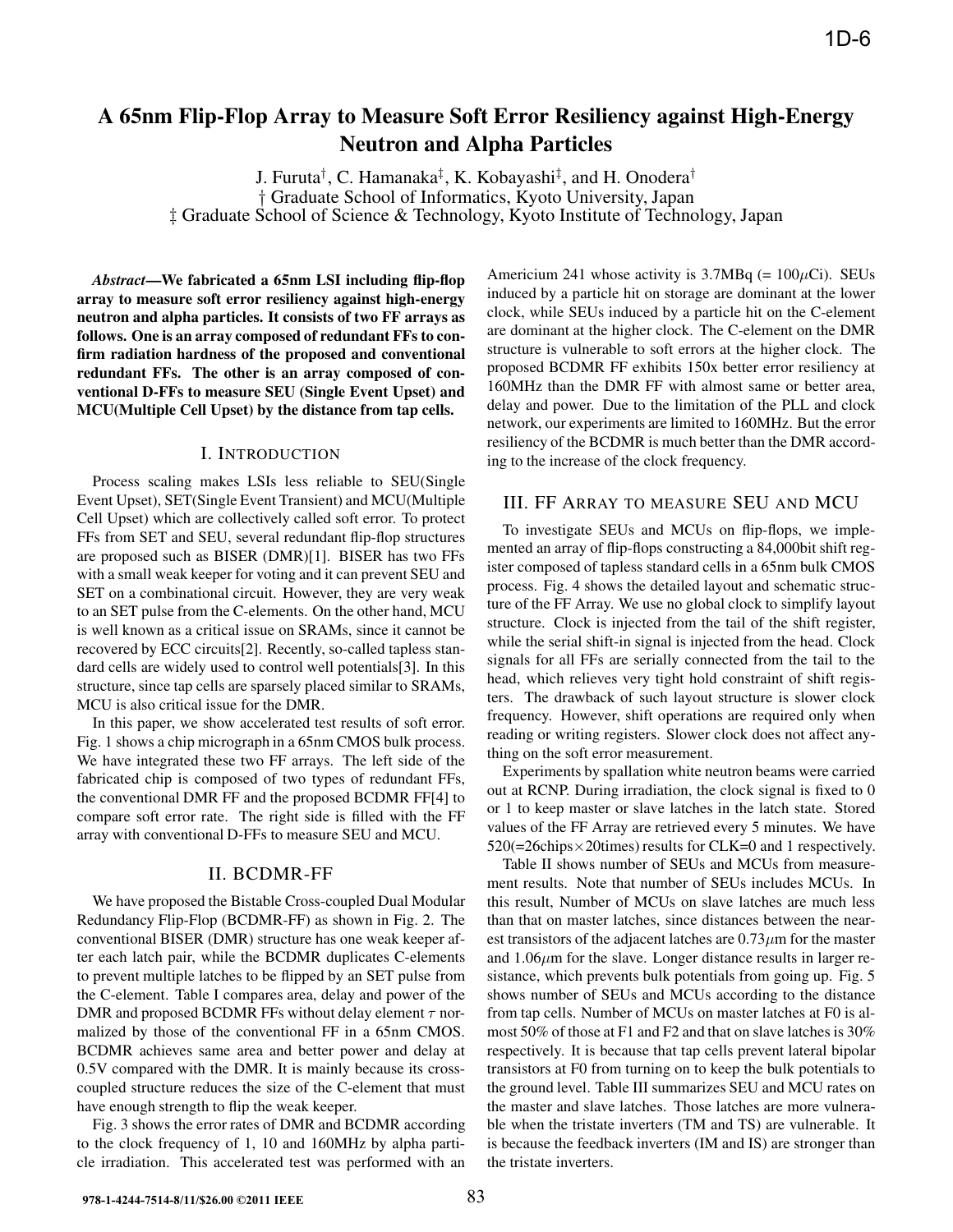# A 65nm Flip-Flop Array to Measure Soft Error Resiliency against High-Energy Neutron and Alpha Particles

J. Furuta†, C. Hamanaka‡, K. Kobayashi‡, and H. Onodera†

† Graduate School of Informatics, Kyoto University, Japan

‡ Graduate School of Science & Technology, Kyoto Institute of Technology, Japan

***Abstract*—We fabricated a 65nm LSI including flip-flop array to measure soft error resiliency against high-energy neutron and alpha particles. It consists of two FF arrays as follows. One is an array composed of redundant FFs to confirm radiation hardness of the proposed and conventional redundant FFs. The other is an array composed of conventional D-FFs to measure SEU (Single Event Upset) and MCU(Multiple Cell Upset) by the distance from tap cells.**

## I. Introduction

Process scaling makes LSIs less reliable to SEU(Single Event Upset), SET(Single Event Transient) and MCU(Multiple Cell Upset) which are collectively called soft error. To protect FFs from SET and SEU, several redundant flip-flop structures are proposed such as BISER (DMR)[1]. BISER has two FFs with a small weak keeper for voting and it can prevent SEU and SET on a combinational circuit. However, they are very weak to an SET pulse from the C-elements. On the other hand, MCU is well known as a critical issue on SRAMs, since it cannot be recovered by ECC circuits[2]. Recently, so-called tapless standard cells are widely used to control well potentials[3]. In this structure, since tap cells are sparsely placed similar to SRAMs, MCU is also critical issue for the DMR.

In this paper, we show accelerated test results of soft error. Fig. 1 shows a chip micrograph in a 65nm CMOS bulk process. We have integrated these two FF arrays. The left side of the fabricated chip is composed of two types of redundant FFs, the conventional DMR FF and the proposed BCDMR FF[4] to compare soft error rate. The right side is filled with the FF array with conventional D-FFs to measure SEU and MCU.

## II. BCDMR-FF

We have proposed the Bistable Cross-coupled Dual Modular Redundancy Flip-Flop (BCDMR-FF) as shown in Fig. 2. The conventional BISER (DMR) structure has one weak keeper after each latch pair, while the BCDMR duplicates C-elements to prevent multiple latches to be flipped by an SET pulse from the C-element. Table I compares area, delay and power of the DMR and proposed BCDMR FFs without delay element $\tau$ normalized by those of the conventional FF in a 65nm CMOS. BCDMR achieves same area and better power and delay at 0.5V compared with the DMR. It is mainly because its cross-coupled structure reduces the size of the C-element that must have enough strength to flip the weak keeper.

Fig. 3 shows the error rates of DMR and BCDMR according to the clock frequency of 1, 10 and 160MHz by alpha particle irradiation. This accelerated test was performed with an Americium 241 whose activity is 3.7MBq (= 100$\mu$Ci). SEUs induced by a particle hit on storage are dominant at the lower clock, while SEUs induced by a particle hit on the C-element are dominant at the higher clock. The C-element on the DMR structure is vulnerable to soft errors at the higher clock. The proposed BCDMR FF exhibits 150x better error resiliency at 160MHz than the DMR FF with almost same or better area, delay and power. Due to the limitation of the PLL and clock network, our experiments are limited to 160MHz. But the error resiliency of the BCDMR is much better than the DMR according to the increase of the clock frequency.

## III. FF Array to measure SEU and MCU

To investigate SEUs and MCUs on flip-flops, we implemented an array of flip-flops constructing a 84,000bit shift register composed of tapless standard cells in a 65nm bulk CMOS process. Fig. 4 shows the detailed layout and schematic structure of the FF Array. We use no global clock to simplify layout structure. Clock is injected from the tail of the shift register, while the serial shift-in signal is injected from the head. Clock signals for all FFs are serially connected from the tail to the head, which relieves very tight hold constraint of shift registers. The drawback of such layout structure is slower clock frequency. However, shift operations are required only when reading or writing registers. Slower clock does not affect anything on the soft error measurement.

Experiments by spallation white neutron beams were carried out at RCNP. During irradiation, the clock signal is fixed to 0 or 1 to keep master or slave latches in the latch state. Stored values of the FF Array are retrieved every 5 minutes. We have 520(=26chips$\times$20times) results for CLK=0 and 1 respectively.

Table II shows number of SEUs and MCUs from measurement results. Note that number of SEUs includes MCUs. In this result, Number of MCUs on slave latches are much less than that on master latches, since distances between the nearest transistors of the adjacent latches are 0.73$\mu$m for the master and 1.06$\mu$m for the slave. Longer distance results in larger resistance, which prevents bulk potentials from going up. Fig. 5 shows number of SEUs and MCUs according to the distance from tap cells. Number of MCUs on master latches at F0 is almost 50% of those at F1 and F2 and that on slave latches is 30% respectively. It is because that tap cells prevent lateral bipolar transistors at F0 from turning on to keep the bulk potentials to the ground level. Table III summarizes SEU and MCU rates on the master and slave latches. Those latches are more vulnerable when the tristate inverters (TM and TS) are vulnerable. It is because the feedback inverters (IM and IS) are stronger than the tristate inverters.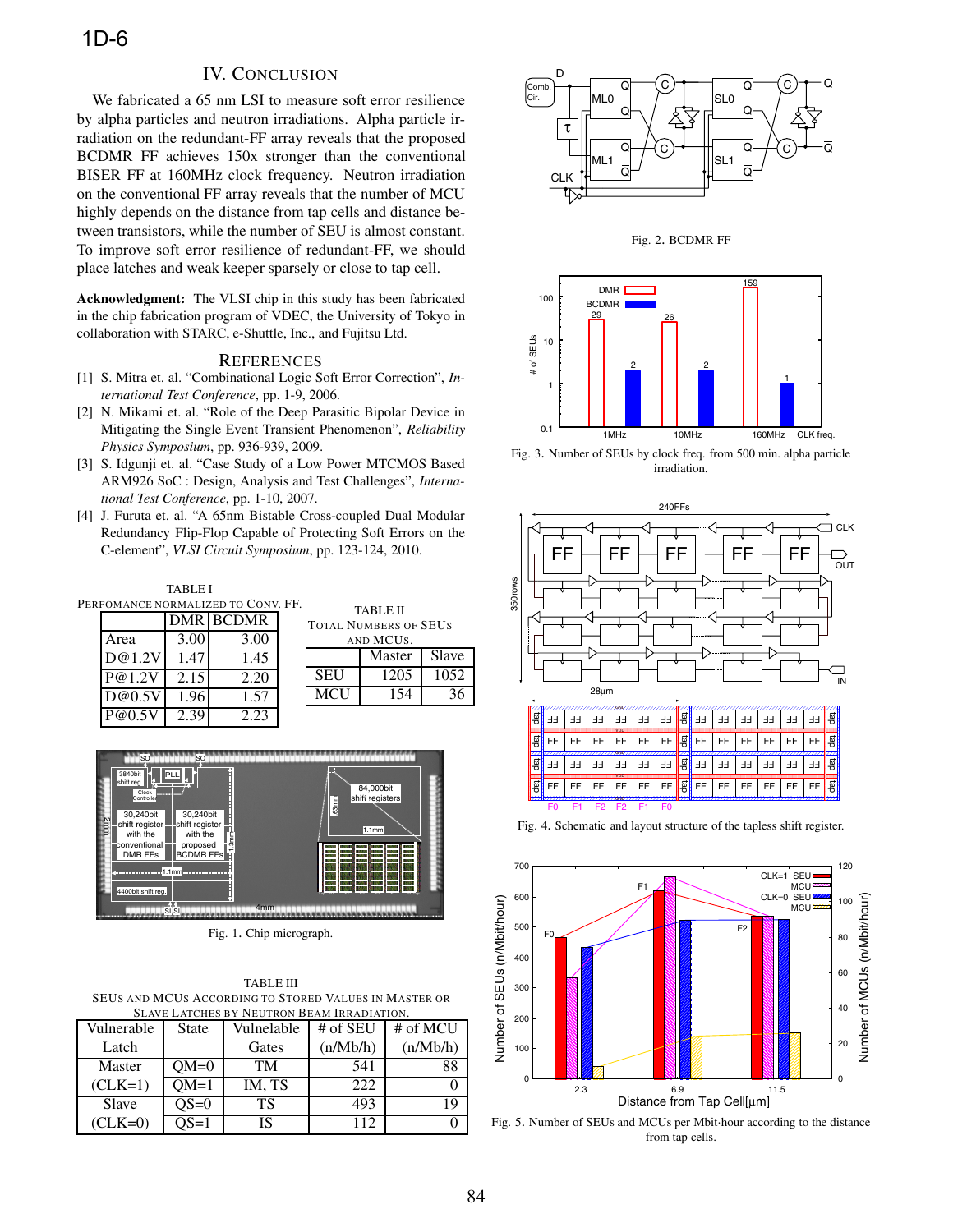## IV. Conclusion

We fabricated a 65 nm LSI to measure soft error resilience by alpha particles and neutron irradiations. Alpha particle irradiation on the redundant-FF array reveals that the proposed BCDMR FF achieves 150x stronger than the conventional BISER FF at 160MHz clock frequency. Neutron irradiation on the conventional FF array reveals that the number of MCU highly depends on the distance from tap cells and distance between transistors, while the number of SEU is almost constant. To improve soft error resilience of redundant-FF, we should place latches and weak keeper sparsely or close to tap cell.

**Acknowledgment:** The VLSI chip in this study has been fabricated in the chip fabrication program of VDEC, the University of Tokyo in collaboration with STARC, e-Shuttle, Inc., and Fujitsu Ltd.

## References

[1] S. Mitra et. al. "Combinational Logic Soft Error Correction", *International Test Conference*, pp. 1-9, 2006.

[2] N. Mikami et. al. "Role of the Deep Parasitic Bipolar Device in Mitigating the Single Event Transient Phenomenon", *Reliability Physics Symposium*, pp. 936-939, 2009.

[3] S. Idgunji et. al. "Case Study of a Low Power MTCMOS Based ARM926 SoC : Design, Analysis and Test Challenges", *International Test Conference*, pp. 1-10, 2007.

[4] J. Furuta et. al. "A 65nm Bistable Cross-coupled Dual Modular Redundancy Flip-Flop Capable of Protecting Soft Errors on the C-element", *VLSI Circuit Symposium*, pp. 123-124, 2010.

TABLE I
PERFOMANCE NORMALIZED TO CONV. FF.

| | DMR | BCDMR |
|---|---|---|
| Area | 3.00 | 3.00 |
| D@1.2V | 1.47 | 1.45 |
| P@1.2V | 2.15 | 2.20 |
| D@0.5V | 1.96 | 1.57 |
| P@0.5V | 2.39 | 2.23 |

TABLE II
TOTAL NUMBERS OF SEUS AND MCUS.

| | Master | Slave |
|---|---|---|
| SEU | 1205 | 1052 |
| MCU | 154 | 36 |

SO SO
3840bit shift reg.
PLL
Clock Controller
30,240bit shift register with the conventional DMR FFs
30,240bit shift register with the proposed BCDMR FFs
84,000bit shift registers
4400bit shift reg.
2mm
1.1mm
1.3mm
63mm
1.1mm
4mm
SI SI

Fig. 1. Chip micrograph.

TABLE III
SEUS AND MCUS ACCORDING TO STORED VALUES IN MASTER OR SLAVE LATCHES BY NEUTRON BEAM IRRADIATION.

| Vulnerable Latch | State | Vulnelable Gates | # of SEU (n/Mb/h) | # of MCU (n/Mb/h) |
|---|---|---|---|---|
| Master | QM=0 | TM | 541 | 88 |
| (CLK=1) | QM=1 | IM, TS | 222 | 0 |
| Slave | QS=0 | TS | 493 | 19 |
| (CLK=0) | QS=1 | IS | 112 | 0 |

D
Comb. Cir.
ML0
ML1
SL0
SL1
C
CLK
Q
$\overline{Q}$
$\tau$

Fig. 2. BCDMR FF

DMR
BCDMR
# of SEUs
100
10
1
0.1
29
2
26
2
159
1
1MHz
10MHz
160MHz
CLK freq.

Fig. 3. Number of SEUs by clock freq. from 500 min. alpha particle irradiation.

240FFs
350rows
FF
CLK
OUT
IN
28µm
tap
F0 F1 F2 F2 F1 F0

Fig. 4. Schematic and layout structure of the tapless shift register.

700
600
500
400
300
200
100
0
120
100
80
60
40
20
0
CLK=1 SEU
MCU
CLK=0 SEU
MCU
F0
F1
F2
Number of SEUs (n/Mbit/hour)
Number of MCUs (n/Mbit/hour)
2.3
6.9
11.5
Distance from Tap Cell[µm]

Fig. 5. Number of SEUs and MCUs per Mbit·hour according to the distance from tap cells.